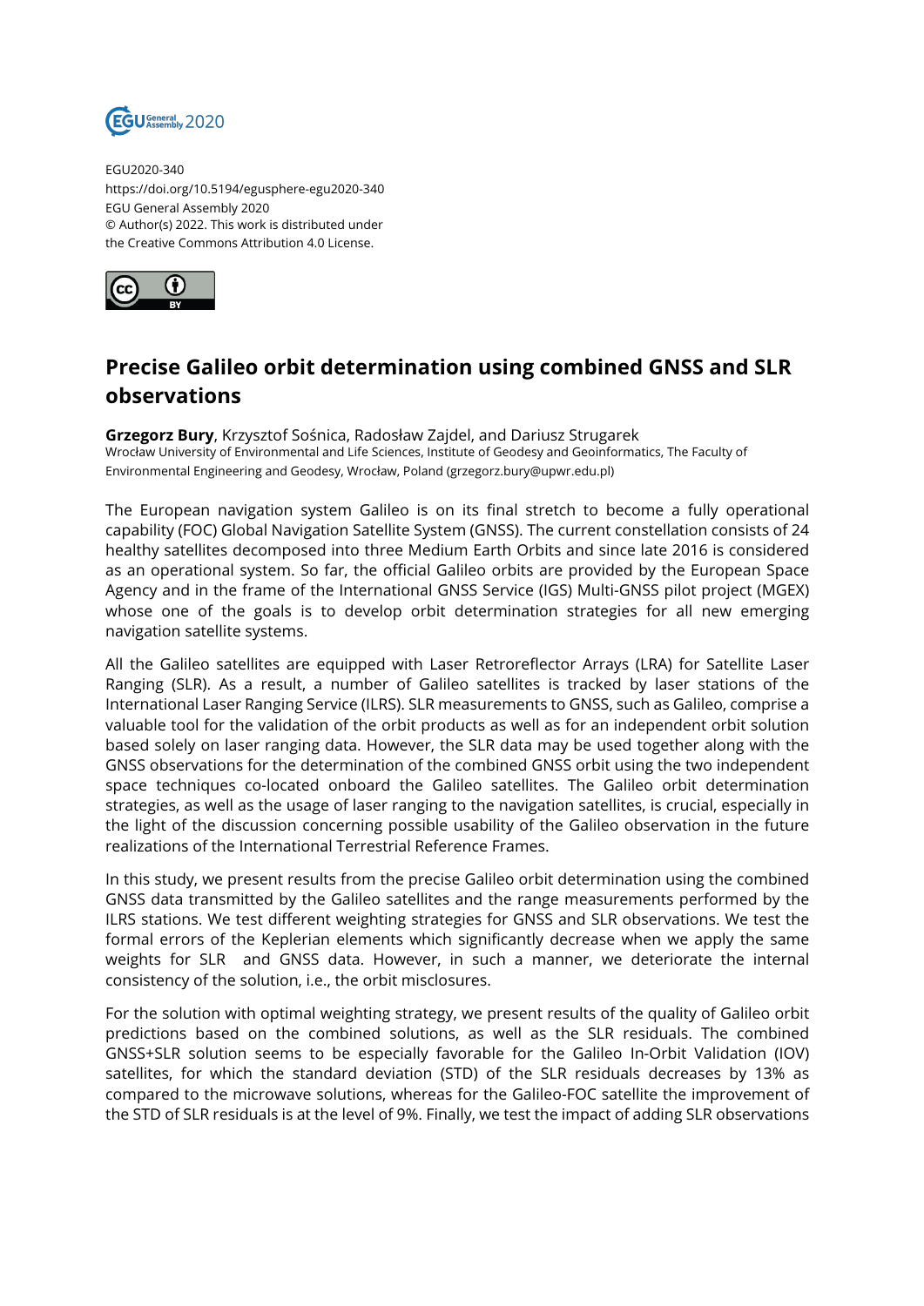EGU2020-340
https://doi.org/10.5194/egusphere-egu2020-340
EGU General Assembly 2020
© Author(s) 2022. This work is distributed under
the Creative Commons Attribution 4.0 License.

# Precise Galileo orbit determination using combined GNSS and SLR observations

**Grzegorz Bury**, Krzysztof Sośnica, Radosław Zajdel, and Dariusz Strugarek
Wrocław University of Environmental and Life Sciences, Institute of Geodesy and Geoinformatics, The Faculty of Environmental Engineering and Geodesy, Wrocław, Poland (grzegorz.bury@upwr.edu.pl)

The European navigation system Galileo is on its final stretch to become a fully operational capability (FOC) Global Navigation Satellite System (GNSS). The current constellation consists of 24 healthy satellites decomposed into three Medium Earth Orbits and since late 2016 is considered as an operational system. So far, the official Galileo orbits are provided by the European Space Agency and in the frame of the International GNSS Service (IGS) Multi-GNSS pilot project (MGEX) whose one of the goals is to develop orbit determination strategies for all new emerging navigation satellite systems.

All the Galileo satellites are equipped with Laser Retroreflector Arrays (LRA) for Satellite Laser Ranging (SLR). As a result, a number of Galileo satellites is tracked by laser stations of the International Laser Ranging Service (ILRS). SLR measurements to GNSS, such as Galileo, comprise a valuable tool for the validation of the orbit products as well as for an independent orbit solution based solely on laser ranging data. However, the SLR data may be used together along with the GNSS observations for the determination of the combined GNSS orbit using the two independent space techniques co-located onboard the Galileo satellites. The Galileo orbit determination strategies, as well as the usage of laser ranging to the navigation satellites, is crucial, especially in the light of the discussion concerning possible usability of the Galileo observation in the future realizations of the International Terrestrial Reference Frames.

In this study, we present results from the precise Galileo orbit determination using the combined GNSS data transmitted by the Galileo satellites and the range measurements performed by the ILRS stations. We test different weighting strategies for GNSS and SLR observations. We test the formal errors of the Keplerian elements which significantly decrease when we apply the same weights for SLR and GNSS data. However, in such a manner, we deteriorate the internal consistency of the solution, i.e., the orbit misclosures.

For the solution with optimal weighting strategy, we present results of the quality of Galileo orbit predictions based on the combined solutions, as well as the SLR residuals. The combined GNSS+SLR solution seems to be especially favorable for the Galileo In-Orbit Validation (IOV) satellites, for which the standard deviation (STD) of the SLR residuals decreases by 13% as compared to the microwave solutions, whereas for the Galileo-FOC satellite the improvement of the STD of SLR residuals is at the level of 9%. Finally, we test the impact of adding SLR observations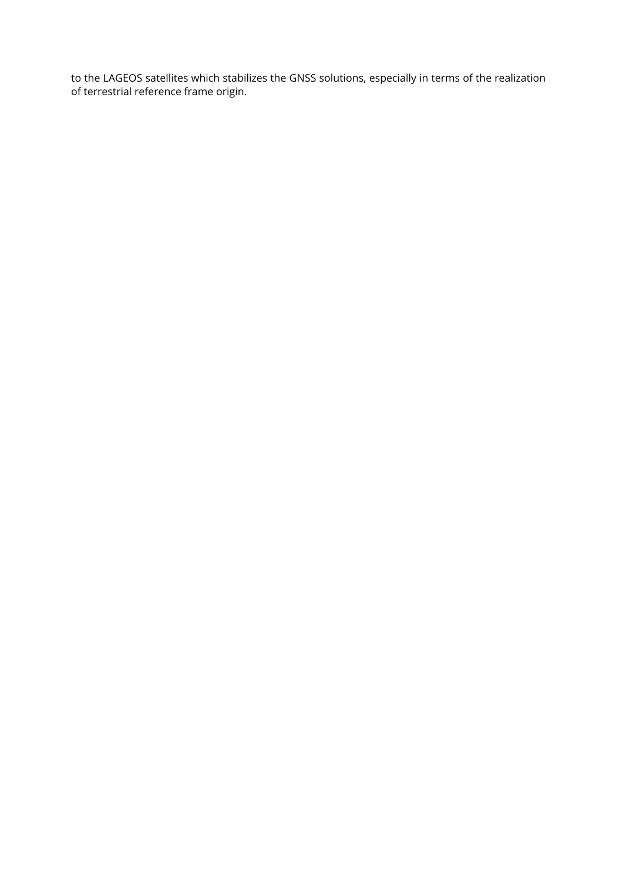to the LAGEOS satellites which stabilizes the GNSS solutions, especially in terms of the realization of terrestrial reference frame origin.